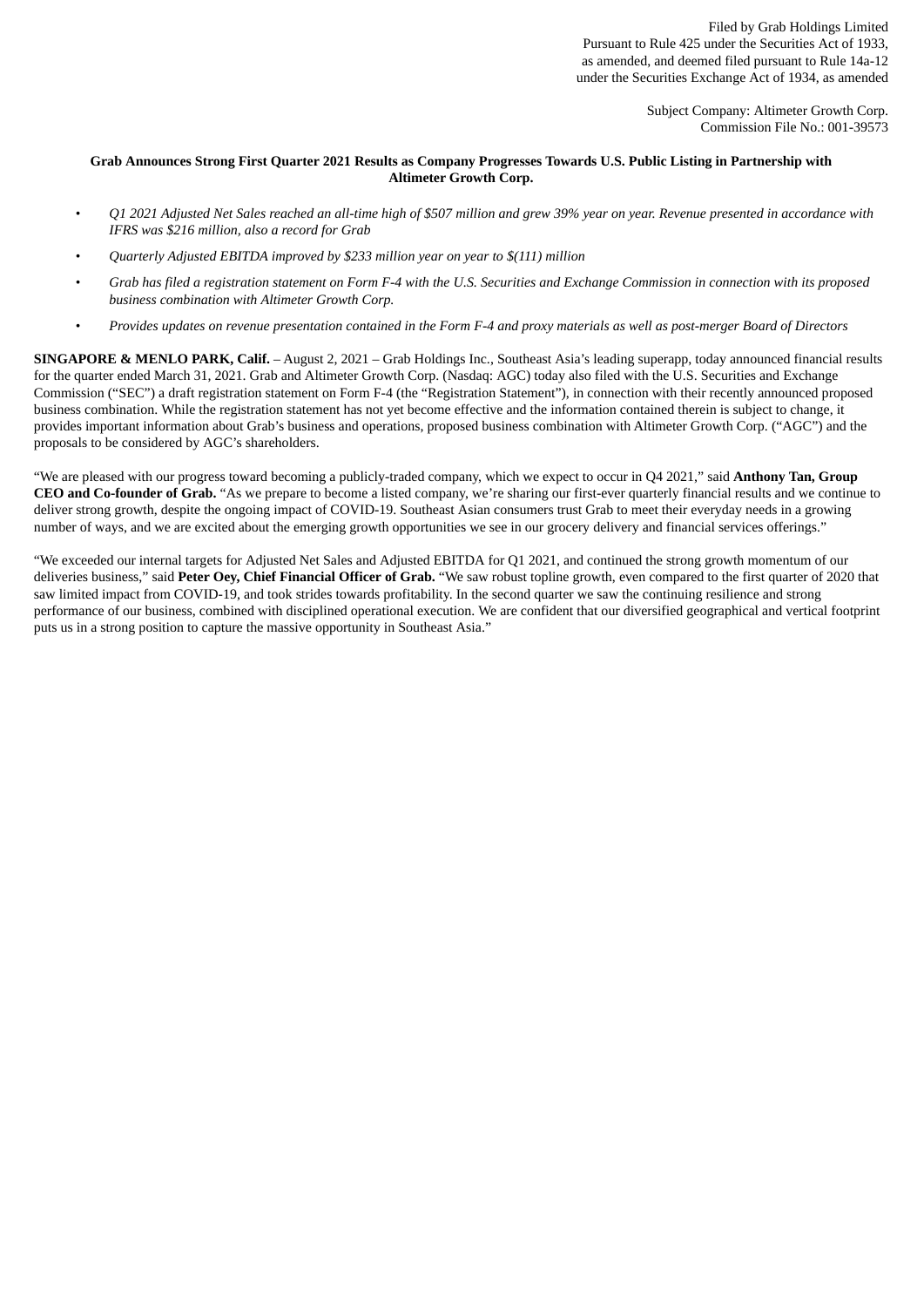Filed by Grab Holdings Limited
Pursuant to Rule 425 under the Securities Act of 1933,
as amended, and deemed filed pursuant to Rule 14a-12
under the Securities Exchange Act of 1934, as amended

Subject Company: Altimeter Growth Corp.
Commission File No.: 001-39573

**Grab Announces Strong First Quarter 2021 Results as Company Progresses Towards U.S. Public Listing in Partnership with Altimeter Growth Corp.**

- *Q1 2021 Adjusted Net Sales reached an all-time high of $507 million and grew 39% year on year. Revenue presented in accordance with IFRS was $216 million, also a record for Grab*
- *Quarterly Adjusted EBITDA improved by $233 million year on year to $(111) million*
- *Grab has filed a registration statement on Form F-4 with the U.S. Securities and Exchange Commission in connection with its proposed business combination with Altimeter Growth Corp.*
- *Provides updates on revenue presentation contained in the Form F-4 and proxy materials as well as post-merger Board of Directors*

**SINGAPORE & MENLO PARK, Calif.** – August 2, 2021 – Grab Holdings Inc., Southeast Asia's leading superapp, today announced financial results for the quarter ended March 31, 2021. Grab and Altimeter Growth Corp. (Nasdaq: AGC) today also filed with the U.S. Securities and Exchange Commission ("SEC") a draft registration statement on Form F-4 (the "Registration Statement"), in connection with their recently announced proposed business combination. While the registration statement has not yet become effective and the information contained therein is subject to change, it provides important information about Grab's business and operations, proposed business combination with Altimeter Growth Corp. ("AGC") and the proposals to be considered by AGC's shareholders.

"We are pleased with our progress toward becoming a publicly-traded company, which we expect to occur in Q4 2021," said **Anthony Tan, Group CEO and Co-founder of Grab.** "As we prepare to become a listed company, we're sharing our first-ever quarterly financial results and we continue to deliver strong growth, despite the ongoing impact of COVID-19. Southeast Asian consumers trust Grab to meet their everyday needs in a growing number of ways, and we are excited about the emerging growth opportunities we see in our grocery delivery and financial services offerings."

"We exceeded our internal targets for Adjusted Net Sales and Adjusted EBITDA for Q1 2021, and continued the strong growth momentum of our deliveries business," said **Peter Oey, Chief Financial Officer of Grab.** "We saw robust topline growth, even compared to the first quarter of 2020 that saw limited impact from COVID-19, and took strides towards profitability. In the second quarter we saw the continuing resilience and strong performance of our business, combined with disciplined operational execution. We are confident that our diversified geographical and vertical footprint puts us in a strong position to capture the massive opportunity in Southeast Asia."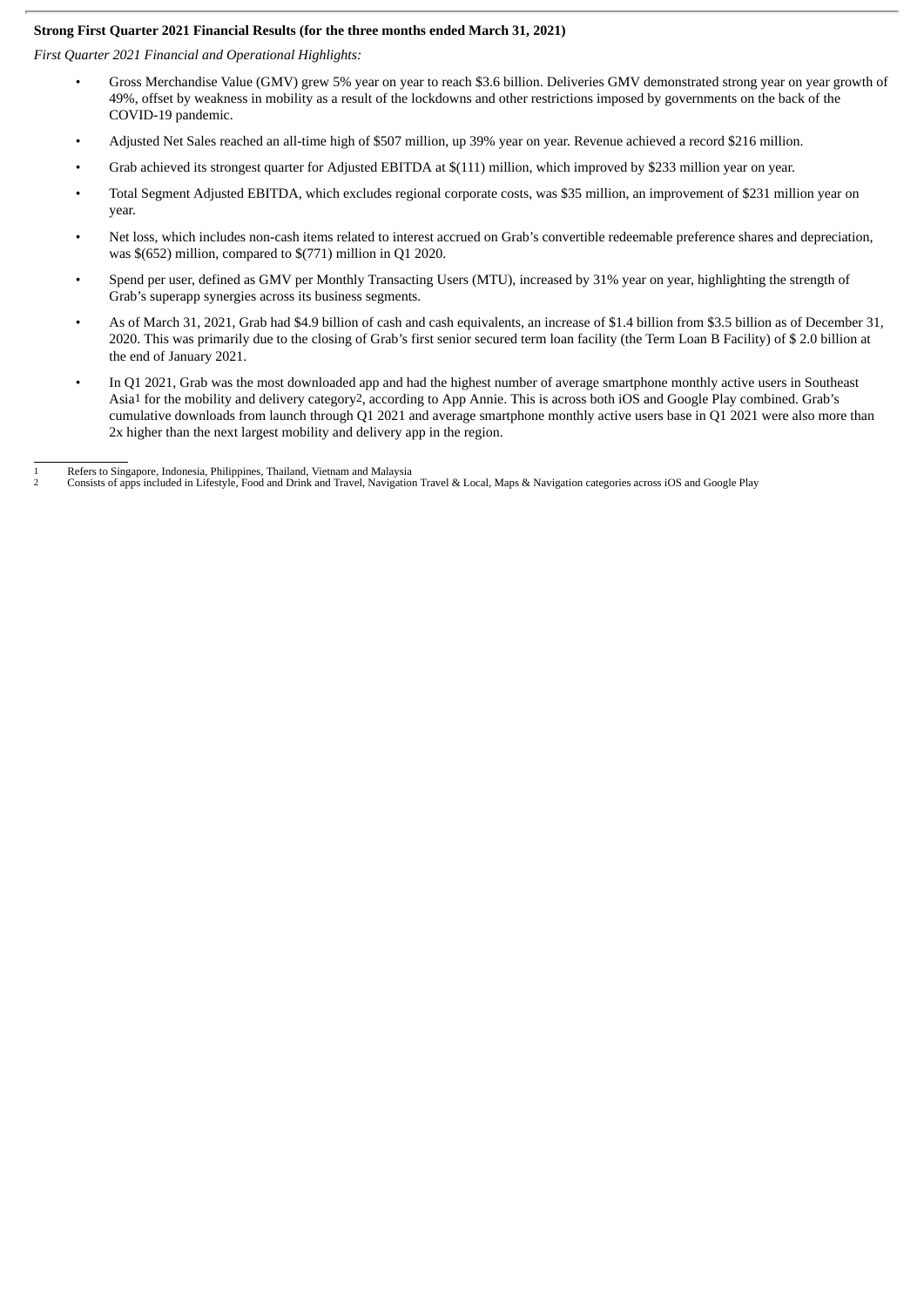**Strong First Quarter 2021 Financial Results (for the three months ended March 31, 2021)**

*First Quarter 2021 Financial and Operational Highlights:*

- Gross Merchandise Value (GMV) grew 5% year on year to reach $3.6 billion. Deliveries GMV demonstrated strong year on year growth of 49%, offset by weakness in mobility as a result of the lockdowns and other restrictions imposed by governments on the back of the COVID-19 pandemic.
- Adjusted Net Sales reached an all-time high of $507 million, up 39% year on year. Revenue achieved a record $216 million.
- Grab achieved its strongest quarter for Adjusted EBITDA at $(111) million, which improved by $233 million year on year.
- Total Segment Adjusted EBITDA, which excludes regional corporate costs, was $35 million, an improvement of $231 million year on year.
- Net loss, which includes non-cash items related to interest accrued on Grab's convertible redeemable preference shares and depreciation, was $(652) million, compared to $(771) million in Q1 2020.
- Spend per user, defined as GMV per Monthly Transacting Users (MTU), increased by 31% year on year, highlighting the strength of Grab's superapp synergies across its business segments.
- As of March 31, 2021, Grab had $4.9 billion of cash and cash equivalents, an increase of $1.4 billion from $3.5 billion as of December 31, 2020. This was primarily due to the closing of Grab's first senior secured term loan facility (the Term Loan B Facility) of $ 2.0 billion at the end of January 2021.
- In Q1 2021, Grab was the most downloaded app and had the highest number of average smartphone monthly active users in Southeast Asia[1] for the mobility and delivery category[2], according to App Annie. This is across both iOS and Google Play combined. Grab's cumulative downloads from launch through Q1 2021 and average smartphone monthly active users base in Q1 2021 were also more than 2x higher than the next largest mobility and delivery app in the region.

---

[1] Refers to Singapore, Indonesia, Philippines, Thailand, Vietnam and Malaysia

[2] Consists of apps included in Lifestyle, Food and Drink and Travel, Navigation Travel & Local, Maps & Navigation categories across iOS and Google Play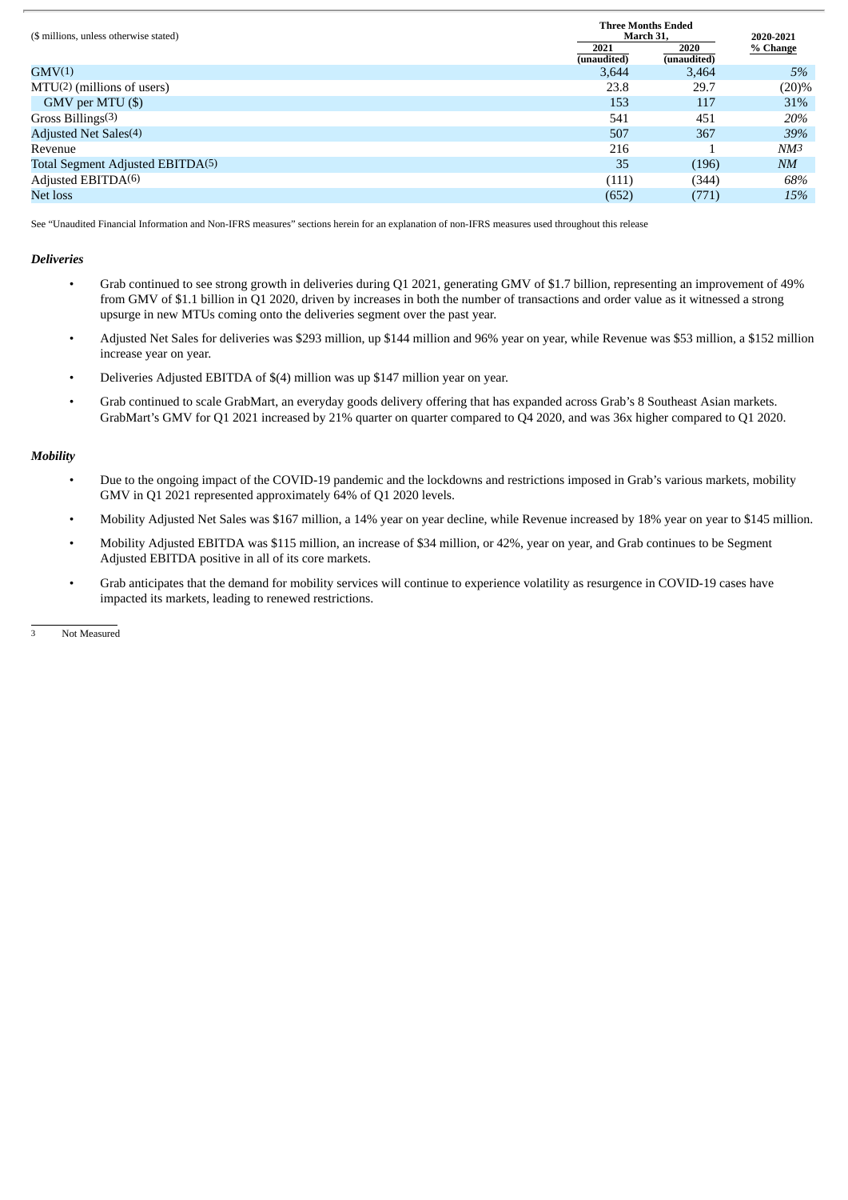| ($ millions, unless otherwise stated) | Three Months Ended March 31, 2021 (unaudited) | Three Months Ended March 31, 2020 (unaudited) | 2020-2021 % Change |
|---|---|---|---|
| GMV(1) | 3,644 | 3,464 | *5%* |
| MTU(2) (millions of users) | 23.8 | 29.7 | (20)% |
| GMV per MTU ($) | 153 | 117 | 31% |
| Gross Billings(3) | 541 | 451 | *20%* |
| Adjusted Net Sales(4) | 507 | 367 | *39%* |
| Revenue | 216 | 1 | *NM*[3] |
| Total Segment Adjusted EBITDA(5) | 35 | (196) | *NM* |
| Adjusted EBITDA(6) | (111) | (344) | *68%* |
| Net loss | (652) | (771) | *15%* |

See "Unaudited Financial Information and Non-IFRS measures" sections herein for an explanation of non-IFRS measures used throughout this release

***Deliveries***

- Grab continued to see strong growth in deliveries during Q1 2021, generating GMV of $1.7 billion, representing an improvement of 49% from GMV of $1.1 billion in Q1 2020, driven by increases in both the number of transactions and order value as it witnessed a strong upsurge in new MTUs coming onto the deliveries segment over the past year.
- Adjusted Net Sales for deliveries was $293 million, up $144 million and 96% year on year, while Revenue was $53 million, a $152 million increase year on year.
- Deliveries Adjusted EBITDA of $(4) million was up $147 million year on year.
- Grab continued to scale GrabMart, an everyday goods delivery offering that has expanded across Grab's 8 Southeast Asian markets. GrabMart's GMV for Q1 2021 increased by 21% quarter on quarter compared to Q4 2020, and was 36x higher compared to Q1 2020.

***Mobility***

- Due to the ongoing impact of the COVID-19 pandemic and the lockdowns and restrictions imposed in Grab's various markets, mobility GMV in Q1 2021 represented approximately 64% of Q1 2020 levels.
- Mobility Adjusted Net Sales was $167 million, a 14% year on year decline, while Revenue increased by 18% year on year to $145 million.
- Mobility Adjusted EBITDA was $115 million, an increase of $34 million, or 42%, year on year, and Grab continues to be Segment Adjusted EBITDA positive in all of its core markets.
- Grab anticipates that the demand for mobility services will continue to experience volatility as resurgence in COVID-19 cases have impacted its markets, leading to renewed restrictions.

---

3 Not Measured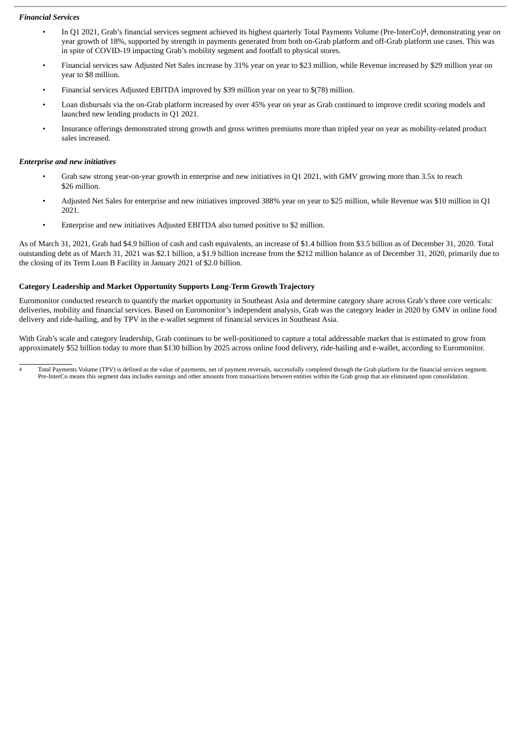***Financial Services***

- In Q1 2021, Grab's financial services segment achieved its highest quarterly Total Payments Volume (Pre-InterCo)[4], demonstrating year on year growth of 18%, supported by strength in payments generated from both on-Grab platform and off-Grab platform use cases. This was in spite of COVID-19 impacting Grab's mobility segment and footfall to physical stores.
- Financial services saw Adjusted Net Sales increase by 31% year on year to $23 million, while Revenue increased by $29 million year on year to $8 million.
- Financial services Adjusted EBITDA improved by $39 million year on year to $(78) million.
- Loan disbursals via the on-Grab platform increased by over 45% year on year as Grab continued to improve credit scoring models and launched new lending products in Q1 2021.
- Insurance offerings demonstrated strong growth and gross written premiums more than tripled year on year as mobility-related product sales increased.

***Enterprise and new initiatives***

- Grab saw strong year-on-year growth in enterprise and new initiatives in Q1 2021, with GMV growing more than 3.5x to reach $26 million.
- Adjusted Net Sales for enterprise and new initiatives improved 388% year on year to $25 million, while Revenue was $10 million in Q1 2021.
- Enterprise and new initiatives Adjusted EBITDA also turned positive to $2 million.

As of March 31, 2021, Grab had $4.9 billion of cash and cash equivalents, an increase of $1.4 billion from $3.5 billion as of December 31, 2020. Total outstanding debt as of March 31, 2021 was $2.1 billion, a $1.9 billion increase from the $212 million balance as of December 31, 2020, primarily due to the closing of its Term Loan B Facility in January 2021 of $2.0 billion.

**Category Leadership and Market Opportunity Supports Long-Term Growth Trajectory**

Euromonitor conducted research to quantify the market opportunity in Southeast Asia and determine category share across Grab's three core verticals: deliveries, mobility and financial services. Based on Euromonitor's independent analysis, Grab was the category leader in 2020 by GMV in online food delivery and ride-hailing, and by TPV in the e-wallet segment of financial services in Southeast Asia.

With Grab's scale and category leadership, Grab continues to be well-positioned to capture a total addressable market that is estimated to grow from approximately $52 billion today to more than $130 billion by 2025 across online food delivery, ride-hailing and e-wallet, according to Euromonitor.

[4] Total Payments Volume (TPV) is defined as the value of payments, net of payment reversals, successfully completed through the Grab platform for the financial services segment. Pre-InterCo means this segment data includes earnings and other amounts from transactions between entities within the Grab group that are eliminated upon consolidation.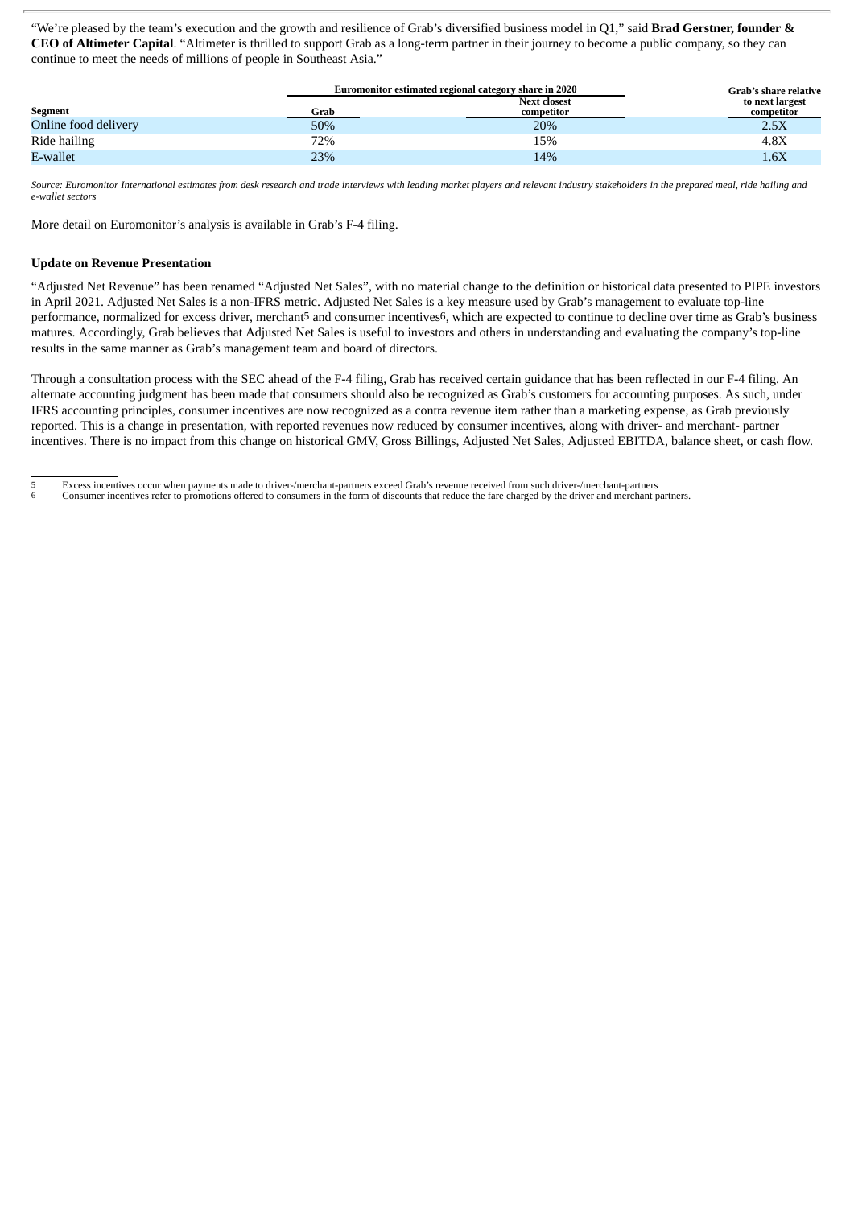"We're pleased by the team's execution and the growth and resilience of Grab's diversified business model in Q1," said **Brad Gerstner, founder & CEO of Altimeter Capital**. "Altimeter is thrilled to support Grab as a long-term partner in their journey to become a public company, so they can continue to meet the needs of millions of people in Southeast Asia."

| | Euromonitor estimated regional category share in 2020 | | Grab's share relative to next largest competitor |
|---|---|---|---|
| **Segment** | **Grab** | **Next closest competitor** | |
| Online food delivery | 50% | 20% | 2.5X |
| Ride hailing | 72% | 15% | 4.8X |
| E-wallet | 23% | 14% | 1.6X |

*Source: Euromonitor International estimates from desk research and trade interviews with leading market players and relevant industry stakeholders in the prepared meal, ride hailing and e-wallet sectors*

More detail on Euromonitor's analysis is available in Grab's F-4 filing.

**Update on Revenue Presentation**

"Adjusted Net Revenue" has been renamed "Adjusted Net Sales", with no material change to the definition or historical data presented to PIPE investors in April 2021. Adjusted Net Sales is a non-IFRS metric. Adjusted Net Sales is a key measure used by Grab's management to evaluate top-line performance, normalized for excess driver, merchant[5] and consumer incentives[6], which are expected to continue to decline over time as Grab's business matures. Accordingly, Grab believes that Adjusted Net Sales is useful to investors and others in understanding and evaluating the company's top-line results in the same manner as Grab's management team and board of directors.

Through a consultation process with the SEC ahead of the F-4 filing, Grab has received certain guidance that has been reflected in our F-4 filing. An alternate accounting judgment has been made that consumers should also be recognized as Grab's customers for accounting purposes. As such, under IFRS accounting principles, consumer incentives are now recognized as a contra revenue item rather than a marketing expense, as Grab previously reported. This is a change in presentation, with reported revenues now reduced by consumer incentives, along with driver- and merchant- partner incentives. There is no impact from this change on historical GMV, Gross Billings, Adjusted Net Sales, Adjusted EBITDA, balance sheet, or cash flow.

---

5 Excess incentives occur when payments made to driver-/merchant-partners exceed Grab's revenue received from such driver-/merchant-partners

6 Consumer incentives refer to promotions offered to consumers in the form of discounts that reduce the fare charged by the driver and merchant partners.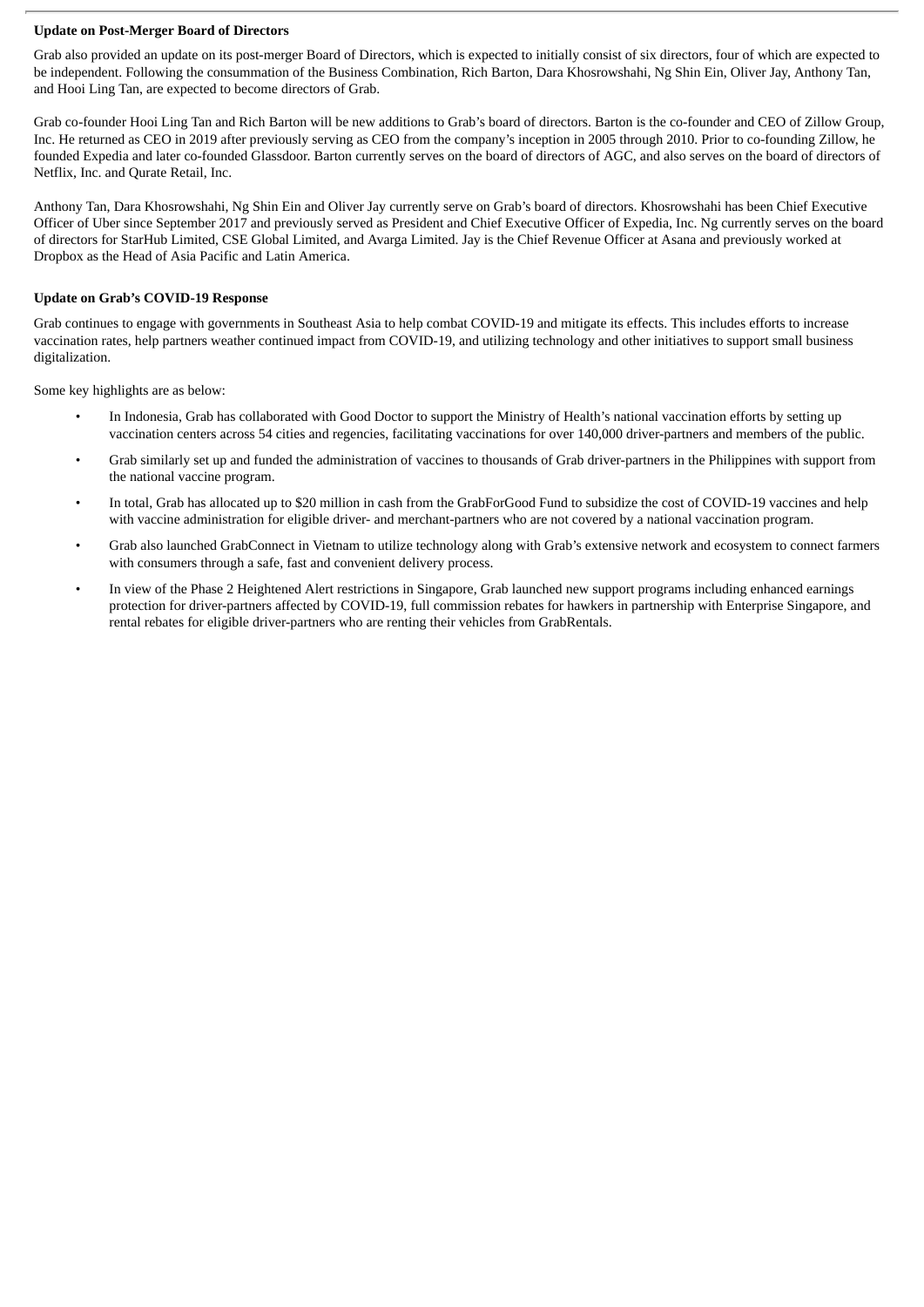**Update on Post-Merger Board of Directors**

Grab also provided an update on its post-merger Board of Directors, which is expected to initially consist of six directors, four of which are expected to be independent. Following the consummation of the Business Combination, Rich Barton, Dara Khosrowshahi, Ng Shin Ein, Oliver Jay, Anthony Tan, and Hooi Ling Tan, are expected to become directors of Grab.

Grab co-founder Hooi Ling Tan and Rich Barton will be new additions to Grab's board of directors. Barton is the co-founder and CEO of Zillow Group, Inc. He returned as CEO in 2019 after previously serving as CEO from the company's inception in 2005 through 2010. Prior to co-founding Zillow, he founded Expedia and later co-founded Glassdoor. Barton currently serves on the board of directors of AGC, and also serves on the board of directors of Netflix, Inc. and Qurate Retail, Inc.

Anthony Tan, Dara Khosrowshahi, Ng Shin Ein and Oliver Jay currently serve on Grab's board of directors. Khosrowshahi has been Chief Executive Officer of Uber since September 2017 and previously served as President and Chief Executive Officer of Expedia, Inc. Ng currently serves on the board of directors for StarHub Limited, CSE Global Limited, and Avarga Limited. Jay is the Chief Revenue Officer at Asana and previously worked at Dropbox as the Head of Asia Pacific and Latin America.

**Update on Grab's COVID-19 Response**

Grab continues to engage with governments in Southeast Asia to help combat COVID-19 and mitigate its effects. This includes efforts to increase vaccination rates, help partners weather continued impact from COVID-19, and utilizing technology and other initiatives to support small business digitalization.

Some key highlights are as below:

- In Indonesia, Grab has collaborated with Good Doctor to support the Ministry of Health's national vaccination efforts by setting up vaccination centers across 54 cities and regencies, facilitating vaccinations for over 140,000 driver-partners and members of the public.
- Grab similarly set up and funded the administration of vaccines to thousands of Grab driver-partners in the Philippines with support from the national vaccine program.
- In total, Grab has allocated up to \$20 million in cash from the GrabForGood Fund to subsidize the cost of COVID-19 vaccines and help with vaccine administration for eligible driver- and merchant-partners who are not covered by a national vaccination program.
- Grab also launched GrabConnect in Vietnam to utilize technology along with Grab's extensive network and ecosystem to connect farmers with consumers through a safe, fast and convenient delivery process.
- In view of the Phase 2 Heightened Alert restrictions in Singapore, Grab launched new support programs including enhanced earnings protection for driver-partners affected by COVID-19, full commission rebates for hawkers in partnership with Enterprise Singapore, and rental rebates for eligible driver-partners who are renting their vehicles from GrabRentals.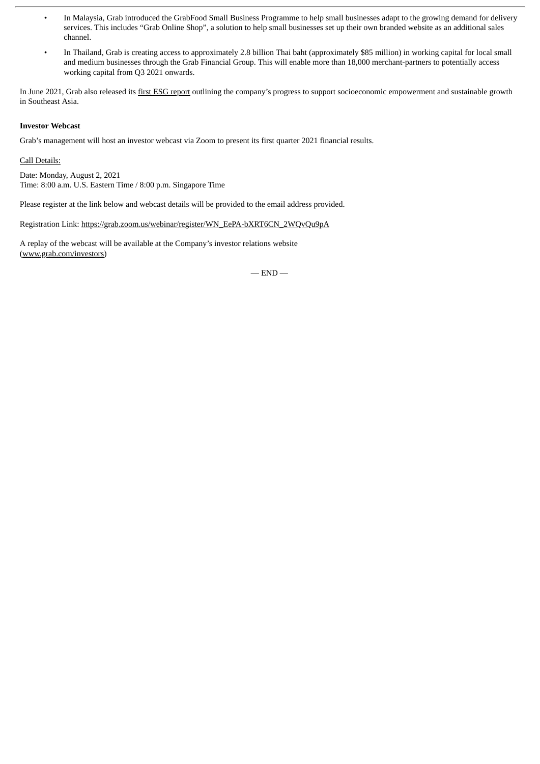- In Malaysia, Grab introduced the GrabFood Small Business Programme to help small businesses adapt to the growing demand for delivery services. This includes "Grab Online Shop", a solution to help small businesses set up their own branded website as an additional sales channel.
- In Thailand, Grab is creating access to approximately 2.8 billion Thai baht (approximately $85 million) in working capital for local small and medium businesses through the Grab Financial Group. This will enable more than 18,000 merchant-partners to potentially access working capital from Q3 2021 onwards.

In June 2021, Grab also released its first ESG report outlining the company's progress to support socioeconomic empowerment and sustainable growth in Southeast Asia.

**Investor Webcast**

Grab's management will host an investor webcast via Zoom to present its first quarter 2021 financial results.

Call Details:

Date: Monday, August 2, 2021
Time: 8:00 a.m. U.S. Eastern Time / 8:00 p.m. Singapore Time

Please register at the link below and webcast details will be provided to the email address provided.

Registration Link: https://grab.zoom.us/webinar/register/WN_EePA-bXRT6CN_2WQvQu9pA

A replay of the webcast will be available at the Company's investor relations website (www.grab.com/investors)

— END —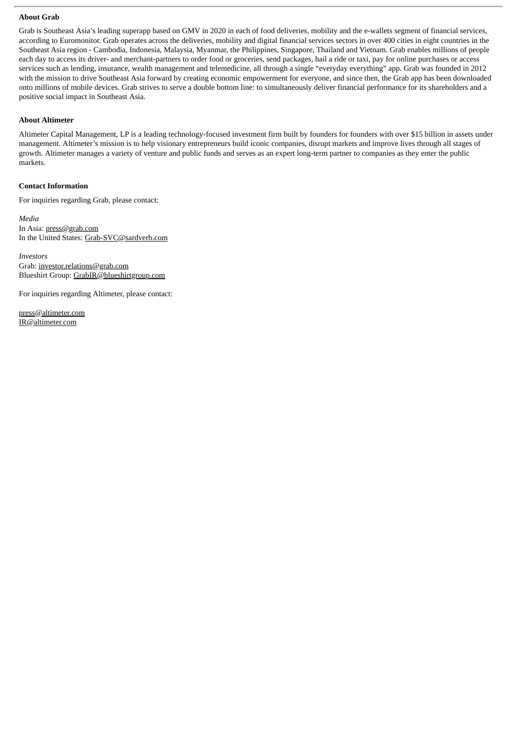**About Grab**

Grab is Southeast Asia's leading superapp based on GMV in 2020 in each of food deliveries, mobility and the e-wallets segment of financial services, according to Euromonitor. Grab operates across the deliveries, mobility and digital financial services sectors in over 400 cities in eight countries in the Southeast Asia region - Cambodia, Indonesia, Malaysia, Myanmar, the Philippines, Singapore, Thailand and Vietnam. Grab enables millions of people each day to access its driver- and merchant-partners to order food or groceries, send packages, hail a ride or taxi, pay for online purchases or access services such as lending, insurance, wealth management and telemedicine, all through a single "everyday everything" app. Grab was founded in 2012 with the mission to drive Southeast Asia forward by creating economic empowerment for everyone, and since then, the Grab app has been downloaded onto millions of mobile devices. Grab strives to serve a double bottom line: to simultaneously deliver financial performance for its shareholders and a positive social impact in Southeast Asia.

**About Altimeter**

Altimeter Capital Management, LP is a leading technology-focused investment firm built by founders for founders with over $15 billion in assets under management. Altimeter's mission is to help visionary entrepreneurs build iconic companies, disrupt markets and improve lives through all stages of growth. Altimeter manages a variety of venture and public funds and serves as an expert long-term partner to companies as they enter the public markets.

**Contact Information**

For inquiries regarding Grab, please contact:

*Media*
In Asia: press@grab.com
In the United States: Grab-SVC@sardverb.com

*Investors*
Grab: investor.relations@grab.com
Blueshirt Group: GrabIR@blueshirtgroup.com

For inquiries regarding Altimeter, please contact:

press@altimeter.com
IR@altimeter.com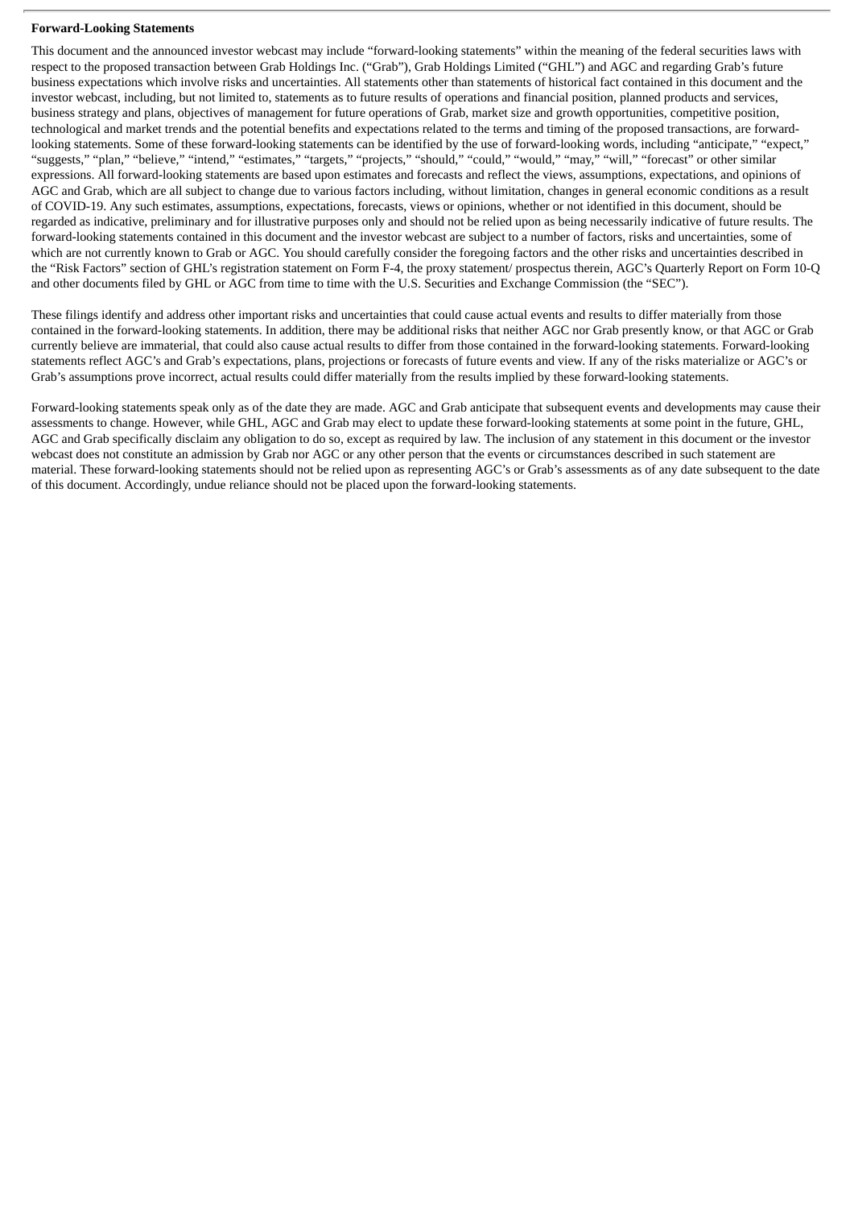**Forward-Looking Statements**

This document and the announced investor webcast may include "forward-looking statements" within the meaning of the federal securities laws with respect to the proposed transaction between Grab Holdings Inc. ("Grab"), Grab Holdings Limited ("GHL") and AGC and regarding Grab's future business expectations which involve risks and uncertainties. All statements other than statements of historical fact contained in this document and the investor webcast, including, but not limited to, statements as to future results of operations and financial position, planned products and services, business strategy and plans, objectives of management for future operations of Grab, market size and growth opportunities, competitive position, technological and market trends and the potential benefits and expectations related to the terms and timing of the proposed transactions, are forward-looking statements. Some of these forward-looking statements can be identified by the use of forward-looking words, including "anticipate," "expect," "suggests," "plan," "believe," "intend," "estimates," "targets," "projects," "should," "could," "would," "may," "will," "forecast" or other similar expressions. All forward-looking statements are based upon estimates and forecasts and reflect the views, assumptions, expectations, and opinions of AGC and Grab, which are all subject to change due to various factors including, without limitation, changes in general economic conditions as a result of COVID-19. Any such estimates, assumptions, expectations, forecasts, views or opinions, whether or not identified in this document, should be regarded as indicative, preliminary and for illustrative purposes only and should not be relied upon as being necessarily indicative of future results. The forward-looking statements contained in this document and the investor webcast are subject to a number of factors, risks and uncertainties, some of which are not currently known to Grab or AGC. You should carefully consider the foregoing factors and the other risks and uncertainties described in the "Risk Factors" section of GHL's registration statement on Form F-4, the proxy statement/ prospectus therein, AGC's Quarterly Report on Form 10-Q and other documents filed by GHL or AGC from time to time with the U.S. Securities and Exchange Commission (the "SEC").

These filings identify and address other important risks and uncertainties that could cause actual events and results to differ materially from those contained in the forward-looking statements. In addition, there may be additional risks that neither AGC nor Grab presently know, or that AGC or Grab currently believe are immaterial, that could also cause actual results to differ from those contained in the forward-looking statements. Forward-looking statements reflect AGC's and Grab's expectations, plans, projections or forecasts of future events and view. If any of the risks materialize or AGC's or Grab's assumptions prove incorrect, actual results could differ materially from the results implied by these forward-looking statements.

Forward-looking statements speak only as of the date they are made. AGC and Grab anticipate that subsequent events and developments may cause their assessments to change. However, while GHL, AGC and Grab may elect to update these forward-looking statements at some point in the future, GHL, AGC and Grab specifically disclaim any obligation to do so, except as required by law. The inclusion of any statement in this document or the investor webcast does not constitute an admission by Grab nor AGC or any other person that the events or circumstances described in such statement are material. These forward-looking statements should not be relied upon as representing AGC's or Grab's assessments as of any date subsequent to the date of this document. Accordingly, undue reliance should not be placed upon the forward-looking statements.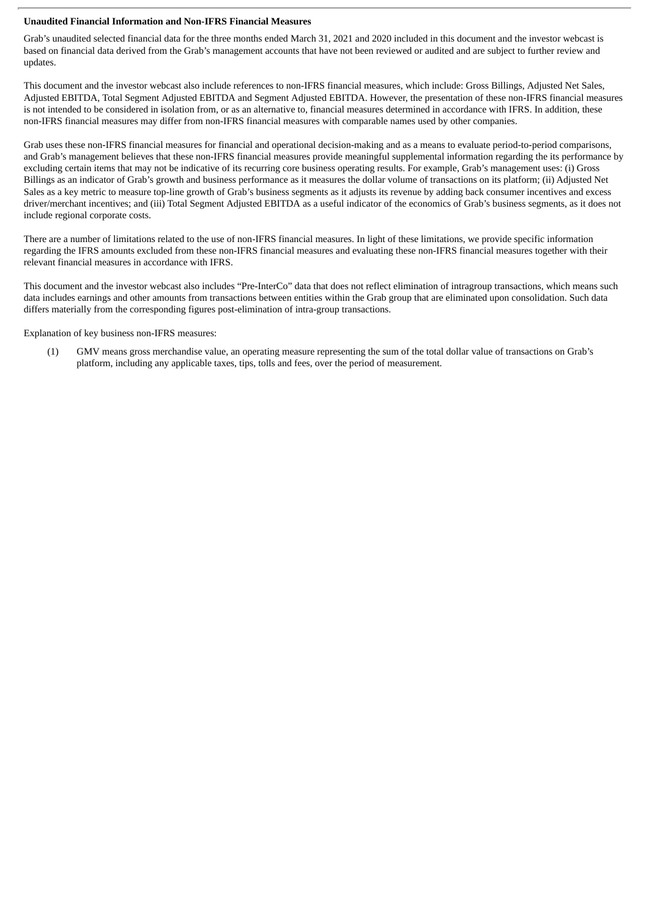**Unaudited Financial Information and Non-IFRS Financial Measures**

Grab's unaudited selected financial data for the three months ended March 31, 2021 and 2020 included in this document and the investor webcast is based on financial data derived from the Grab's management accounts that have not been reviewed or audited and are subject to further review and updates.

This document and the investor webcast also include references to non-IFRS financial measures, which include: Gross Billings, Adjusted Net Sales, Adjusted EBITDA, Total Segment Adjusted EBITDA and Segment Adjusted EBITDA. However, the presentation of these non-IFRS financial measures is not intended to be considered in isolation from, or as an alternative to, financial measures determined in accordance with IFRS. In addition, these non-IFRS financial measures may differ from non-IFRS financial measures with comparable names used by other companies.

Grab uses these non-IFRS financial measures for financial and operational decision-making and as a means to evaluate period-to-period comparisons, and Grab's management believes that these non-IFRS financial measures provide meaningful supplemental information regarding the its performance by excluding certain items that may not be indicative of its recurring core business operating results. For example, Grab's management uses: (i) Gross Billings as an indicator of Grab's growth and business performance as it measures the dollar volume of transactions on its platform; (ii) Adjusted Net Sales as a key metric to measure top-line growth of Grab's business segments as it adjusts its revenue by adding back consumer incentives and excess driver/merchant incentives; and (iii) Total Segment Adjusted EBITDA as a useful indicator of the economics of Grab's business segments, as it does not include regional corporate costs.

There are a number of limitations related to the use of non-IFRS financial measures. In light of these limitations, we provide specific information regarding the IFRS amounts excluded from these non-IFRS financial measures and evaluating these non-IFRS financial measures together with their relevant financial measures in accordance with IFRS.

This document and the investor webcast also includes "Pre-InterCo" data that does not reflect elimination of intragroup transactions, which means such data includes earnings and other amounts from transactions between entities within the Grab group that are eliminated upon consolidation. Such data differs materially from the corresponding figures post-elimination of intra-group transactions.

Explanation of key business non-IFRS measures:

(1) GMV means gross merchandise value, an operating measure representing the sum of the total dollar value of transactions on Grab's platform, including any applicable taxes, tips, tolls and fees, over the period of measurement.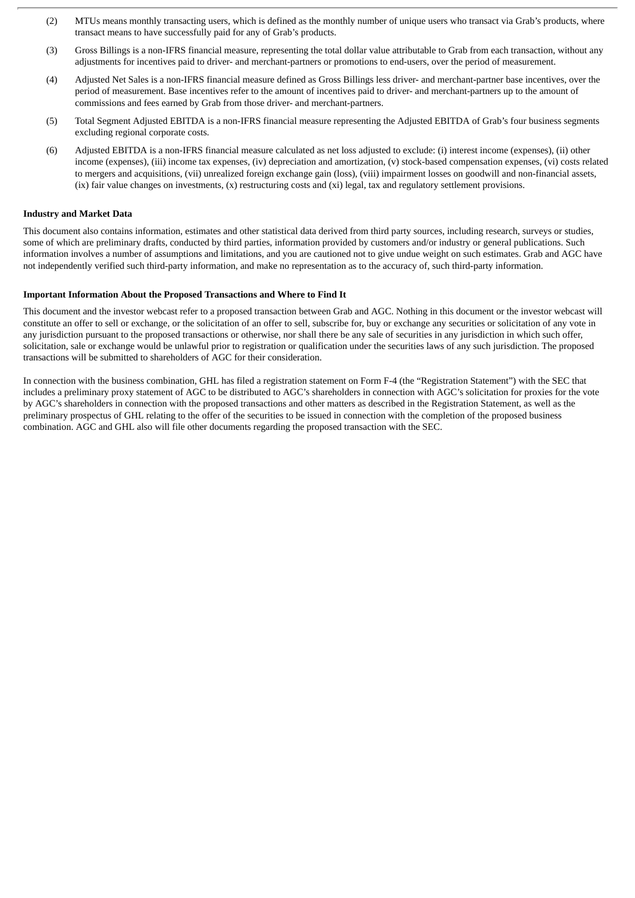(2) MTUs means monthly transacting users, which is defined as the monthly number of unique users who transact via Grab's products, where transact means to have successfully paid for any of Grab's products.

(3) Gross Billings is a non-IFRS financial measure, representing the total dollar value attributable to Grab from each transaction, without any adjustments for incentives paid to driver- and merchant-partners or promotions to end-users, over the period of measurement.

(4) Adjusted Net Sales is a non-IFRS financial measure defined as Gross Billings less driver- and merchant-partner base incentives, over the period of measurement. Base incentives refer to the amount of incentives paid to driver- and merchant-partners up to the amount of commissions and fees earned by Grab from those driver- and merchant-partners.

(5) Total Segment Adjusted EBITDA is a non-IFRS financial measure representing the Adjusted EBITDA of Grab's four business segments excluding regional corporate costs.

(6) Adjusted EBITDA is a non-IFRS financial measure calculated as net loss adjusted to exclude: (i) interest income (expenses), (ii) other income (expenses), (iii) income tax expenses, (iv) depreciation and amortization, (v) stock-based compensation expenses, (vi) costs related to mergers and acquisitions, (vii) unrealized foreign exchange gain (loss), (viii) impairment losses on goodwill and non-financial assets, (ix) fair value changes on investments, (x) restructuring costs and (xi) legal, tax and regulatory settlement provisions.

**Industry and Market Data**

This document also contains information, estimates and other statistical data derived from third party sources, including research, surveys or studies, some of which are preliminary drafts, conducted by third parties, information provided by customers and/or industry or general publications. Such information involves a number of assumptions and limitations, and you are cautioned not to give undue weight on such estimates. Grab and AGC have not independently verified such third-party information, and make no representation as to the accuracy of, such third-party information.

**Important Information About the Proposed Transactions and Where to Find It**

This document and the investor webcast refer to a proposed transaction between Grab and AGC. Nothing in this document or the investor webcast will constitute an offer to sell or exchange, or the solicitation of an offer to sell, subscribe for, buy or exchange any securities or solicitation of any vote in any jurisdiction pursuant to the proposed transactions or otherwise, nor shall there be any sale of securities in any jurisdiction in which such offer, solicitation, sale or exchange would be unlawful prior to registration or qualification under the securities laws of any such jurisdiction. The proposed transactions will be submitted to shareholders of AGC for their consideration.

In connection with the business combination, GHL has filed a registration statement on Form F-4 (the "Registration Statement") with the SEC that includes a preliminary proxy statement of AGC to be distributed to AGC's shareholders in connection with AGC's solicitation for proxies for the vote by AGC's shareholders in connection with the proposed transactions and other matters as described in the Registration Statement, as well as the preliminary prospectus of GHL relating to the offer of the securities to be issued in connection with the completion of the proposed business combination. AGC and GHL also will file other documents regarding the proposed transaction with the SEC.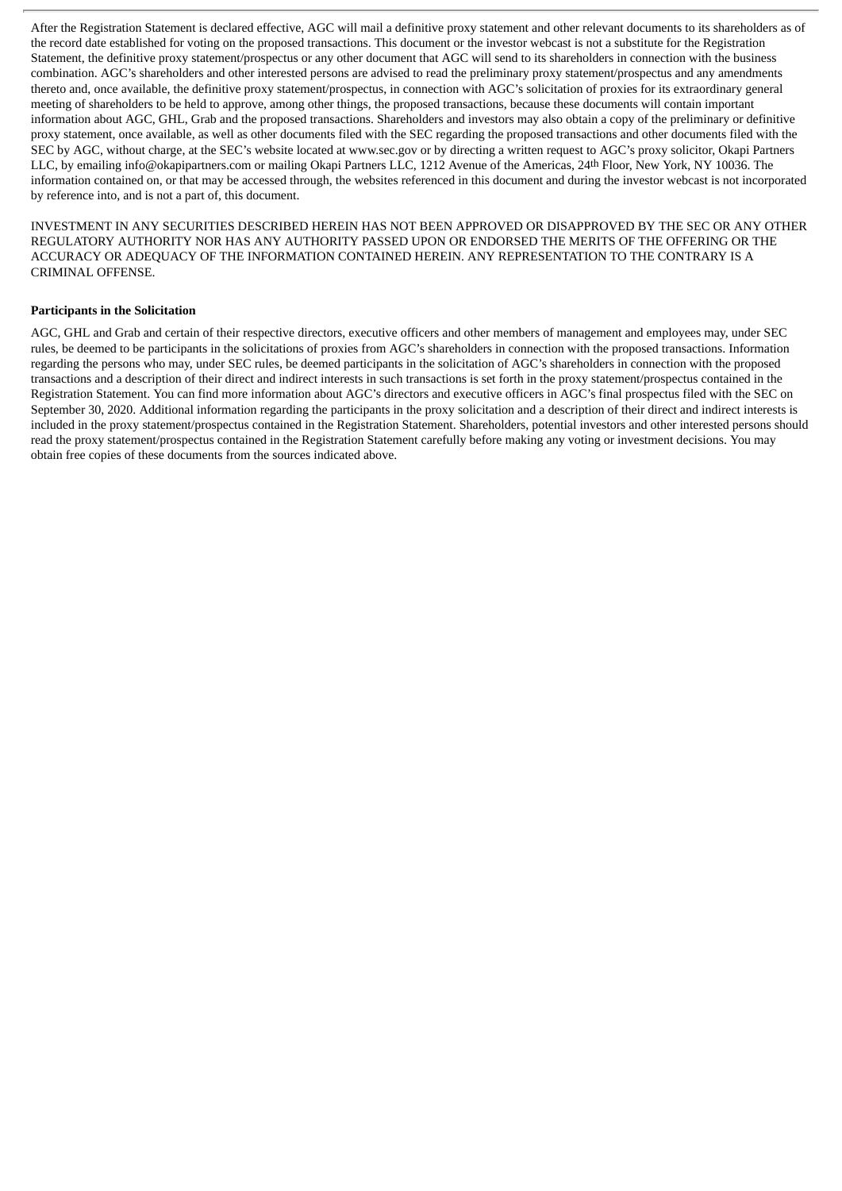After the Registration Statement is declared effective, AGC will mail a definitive proxy statement and other relevant documents to its shareholders as of the record date established for voting on the proposed transactions. This document or the investor webcast is not a substitute for the Registration Statement, the definitive proxy statement/prospectus or any other document that AGC will send to its shareholders in connection with the business combination. AGC's shareholders and other interested persons are advised to read the preliminary proxy statement/prospectus and any amendments thereto and, once available, the definitive proxy statement/prospectus, in connection with AGC's solicitation of proxies for its extraordinary general meeting of shareholders to be held to approve, among other things, the proposed transactions, because these documents will contain important information about AGC, GHL, Grab and the proposed transactions. Shareholders and investors may also obtain a copy of the preliminary or definitive proxy statement, once available, as well as other documents filed with the SEC regarding the proposed transactions and other documents filed with the SEC by AGC, without charge, at the SEC's website located at www.sec.gov or by directing a written request to AGC's proxy solicitor, Okapi Partners LLC, by emailing info@okapipartners.com or mailing Okapi Partners LLC, 1212 Avenue of the Americas, 24th Floor, New York, NY 10036. The information contained on, or that may be accessed through, the websites referenced in this document and during the investor webcast is not incorporated by reference into, and is not a part of, this document.

INVESTMENT IN ANY SECURITIES DESCRIBED HEREIN HAS NOT BEEN APPROVED OR DISAPPROVED BY THE SEC OR ANY OTHER REGULATORY AUTHORITY NOR HAS ANY AUTHORITY PASSED UPON OR ENDORSED THE MERITS OF THE OFFERING OR THE ACCURACY OR ADEQUACY OF THE INFORMATION CONTAINED HEREIN. ANY REPRESENTATION TO THE CONTRARY IS A CRIMINAL OFFENSE.

**Participants in the Solicitation**

AGC, GHL and Grab and certain of their respective directors, executive officers and other members of management and employees may, under SEC rules, be deemed to be participants in the solicitations of proxies from AGC's shareholders in connection with the proposed transactions. Information regarding the persons who may, under SEC rules, be deemed participants in the solicitation of AGC's shareholders in connection with the proposed transactions and a description of their direct and indirect interests in such transactions is set forth in the proxy statement/prospectus contained in the Registration Statement. You can find more information about AGC's directors and executive officers in AGC's final prospectus filed with the SEC on September 30, 2020. Additional information regarding the participants in the proxy solicitation and a description of their direct and indirect interests is included in the proxy statement/prospectus contained in the Registration Statement. Shareholders, potential investors and other interested persons should read the proxy statement/prospectus contained in the Registration Statement carefully before making any voting or investment decisions. You may obtain free copies of these documents from the sources indicated above.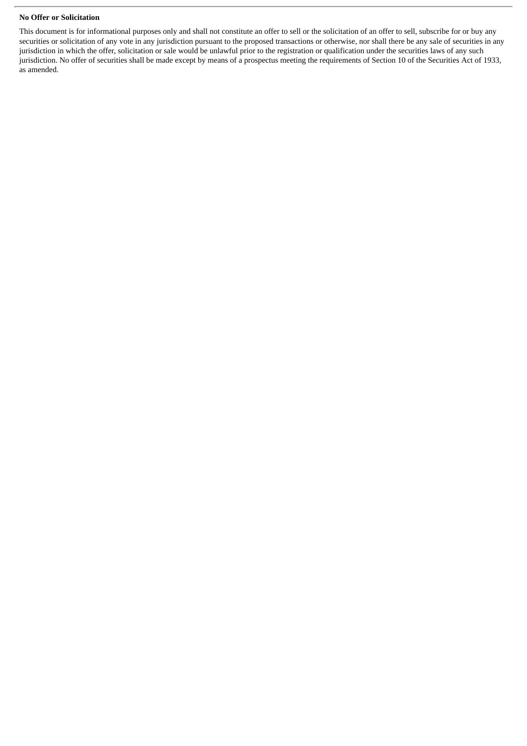**No Offer or Solicitation**

This document is for informational purposes only and shall not constitute an offer to sell or the solicitation of an offer to sell, subscribe for or buy any securities or solicitation of any vote in any jurisdiction pursuant to the proposed transactions or otherwise, nor shall there be any sale of securities in any jurisdiction in which the offer, solicitation or sale would be unlawful prior to the registration or qualification under the securities laws of any such jurisdiction. No offer of securities shall be made except by means of a prospectus meeting the requirements of Section 10 of the Securities Act of 1933, as amended.